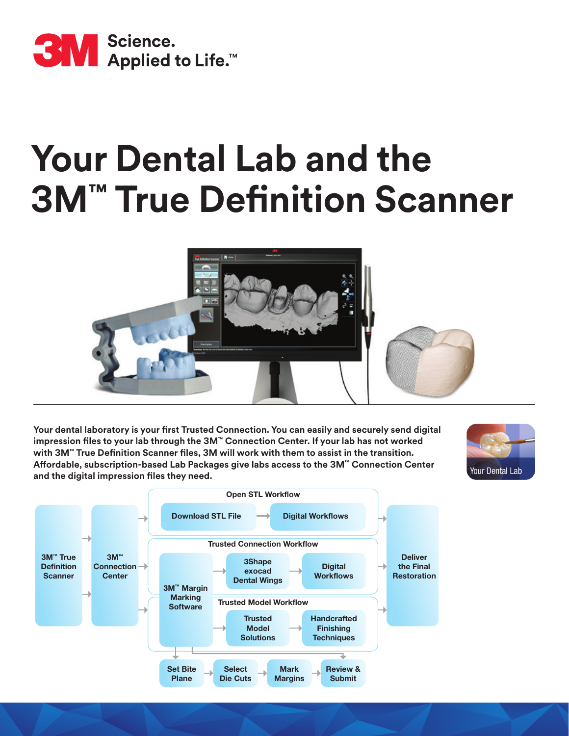Science.
Applied to Life.™

# Your Dental Lab and the 3M™ True Definition Scanner

**Your dental laboratory is your first Trusted Connection. You can easily and securely send digital impression files to your lab through the 3M™ Connection Center. If your lab has not worked with 3M™ True Definition Scanner files, 3M will work with them to assist in the transition. Affordable, subscription-based Lab Packages give labs access to the 3M™ Connection Center and the digital impression files they need.**

Your Dental Lab

3M™ True Definition Scanner → 3M™ Connection Center

**Open STL Workflow**
Download STL File → Digital Workflows

**Trusted Connection Workflow**
3M™ Margin Marking Software → 3Shape exocad Dental Wings → Digital Workflows

**Trusted Model Workflow**
3M™ Margin Marking Software → Trusted Model Solutions → Handcrafted Finishing Techniques

3M™ Margin Marking Software: Set Bite Plane → Select Die Cuts → Mark Margins → Review & Submit

→ Deliver the Final Restoration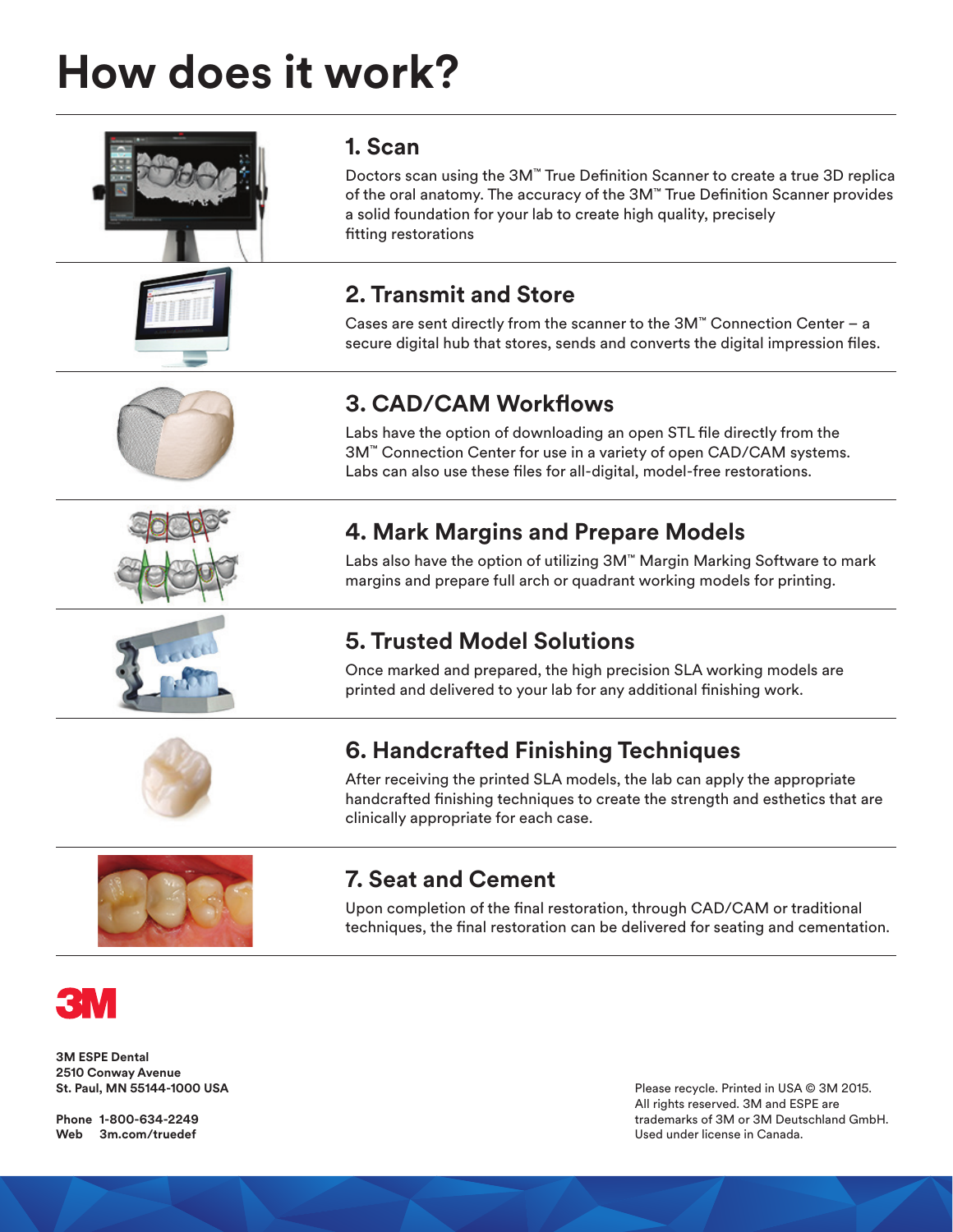# How does it work?

## 1. Scan

Doctors scan using the 3M™ True Definition Scanner to create a true 3D replica of the oral anatomy. The accuracy of the 3M™ True Definition Scanner provides a solid foundation for your lab to create high quality, precisely fitting restorations

## 2. Transmit and Store

Cases are sent directly from the scanner to the 3M™ Connection Center – a secure digital hub that stores, sends and converts the digital impression files.

## 3. CAD/CAM Workflows

Labs have the option of downloading an open STL file directly from the 3M™ Connection Center for use in a variety of open CAD/CAM systems. Labs can also use these files for all-digital, model-free restorations.

## 4. Mark Margins and Prepare Models

Labs also have the option of utilizing 3M™ Margin Marking Software to mark margins and prepare full arch or quadrant working models for printing.

## 5. Trusted Model Solutions

Once marked and prepared, the high precision SLA working models are printed and delivered to your lab for any additional finishing work.

## 6. Handcrafted Finishing Techniques

After receiving the printed SLA models, the lab can apply the appropriate handcrafted finishing techniques to create the strength and esthetics that are clinically appropriate for each case.

## 7. Seat and Cement

Upon completion of the final restoration, through CAD/CAM or traditional techniques, the final restoration can be delivered for seating and cementation.

3M

**3M ESPE Dental**
**2510 Conway Avenue**
**St. Paul, MN 55144-1000 USA**

**Phone** 1-800-634-2249
**Web** 3m.com/truedef

Please recycle. Printed in USA © 3M 2015. All rights reserved. 3M and ESPE are trademarks of 3M or 3M Deutschland GmbH. Used under license in Canada.